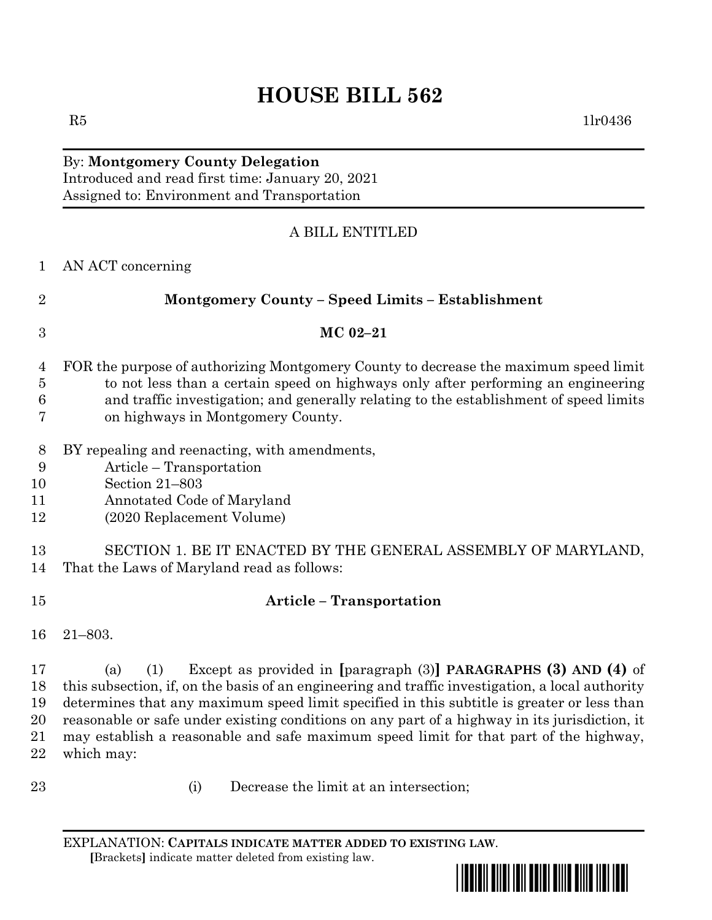# HOUSE BILL 562

R5 1lr0436

By: **Montgomery County Delegation**
Introduced and read first time: January 20, 2021
Assigned to: Environment and Transportation

A BILL ENTITLED

AN ACT concerning

**Montgomery County – Speed Limits – Establishment**

**MC 02–21**

FOR the purpose of authorizing Montgomery County to decrease the maximum speed limit to not less than a certain speed on highways only after performing an engineering and traffic investigation; and generally relating to the establishment of speed limits on highways in Montgomery County.

BY repealing and reenacting, with amendments,
Article – Transportation
Section 21–803
Annotated Code of Maryland
(2020 Replacement Volume)

SECTION 1. BE IT ENACTED BY THE GENERAL ASSEMBLY OF MARYLAND, That the Laws of Maryland read as follows:

**Article – Transportation**

21–803.

(a) (1) Except as provided in [paragraph (3)] **PARAGRAPHS (3) AND (4)** of this subsection, if, on the basis of an engineering and traffic investigation, a local authority determines that any maximum speed limit specified in this subtitle is greater or less than reasonable or safe under existing conditions on any part of a highway in its jurisdiction, it may establish a reasonable and safe maximum speed limit for that part of the highway, which may:

(i) Decrease the limit at an intersection;

EXPLANATION: **CAPITALS INDICATE MATTER ADDED TO EXISTING LAW**.
[Brackets] indicate matter deleted from existing law.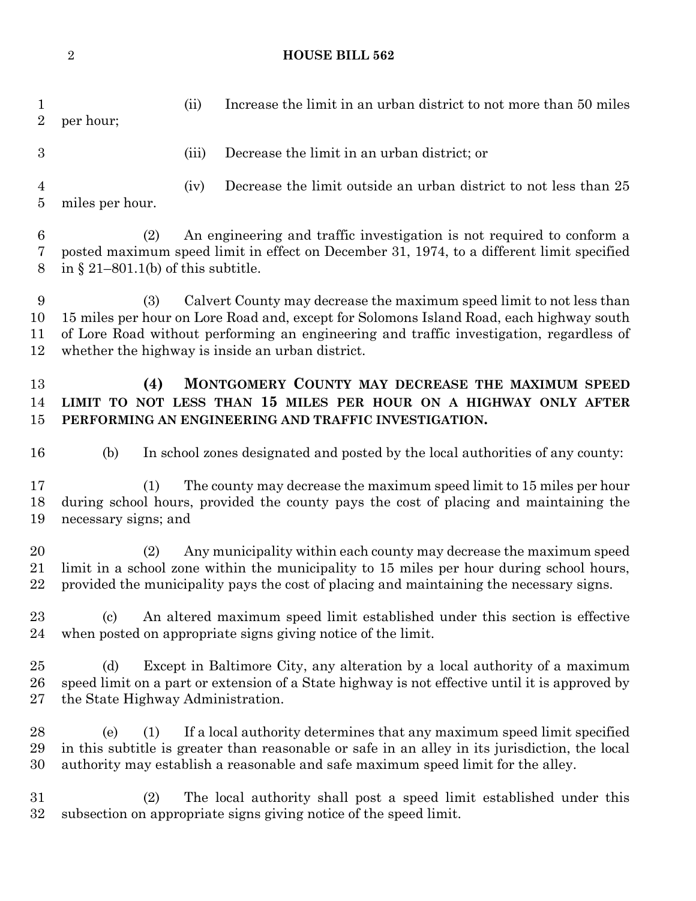(ii) Increase the limit in an urban district to not more than 50 miles per hour;

(iii) Decrease the limit in an urban district; or

(iv) Decrease the limit outside an urban district to not less than 25 miles per hour.

(2) An engineering and traffic investigation is not required to conform a posted maximum speed limit in effect on December 31, 1974, to a different limit specified in § 21–801.1(b) of this subtitle.

(3) Calvert County may decrease the maximum speed limit to not less than 15 miles per hour on Lore Road and, except for Solomons Island Road, each highway south of Lore Road without performing an engineering and traffic investigation, regardless of whether the highway is inside an urban district.

**(4) MONTGOMERY COUNTY MAY DECREASE THE MAXIMUM SPEED LIMIT TO NOT LESS THAN 15 MILES PER HOUR ON A HIGHWAY ONLY AFTER PERFORMING AN ENGINEERING AND TRAFFIC INVESTIGATION.**

(b) In school zones designated and posted by the local authorities of any county:

(1) The county may decrease the maximum speed limit to 15 miles per hour during school hours, provided the county pays the cost of placing and maintaining the necessary signs; and

(2) Any municipality within each county may decrease the maximum speed limit in a school zone within the municipality to 15 miles per hour during school hours, provided the municipality pays the cost of placing and maintaining the necessary signs.

(c) An altered maximum speed limit established under this section is effective when posted on appropriate signs giving notice of the limit.

(d) Except in Baltimore City, any alteration by a local authority of a maximum speed limit on a part or extension of a State highway is not effective until it is approved by the State Highway Administration.

(e) (1) If a local authority determines that any maximum speed limit specified in this subtitle is greater than reasonable or safe in an alley in its jurisdiction, the local authority may establish a reasonable and safe maximum speed limit for the alley.

(2) The local authority shall post a speed limit established under this subsection on appropriate signs giving notice of the speed limit.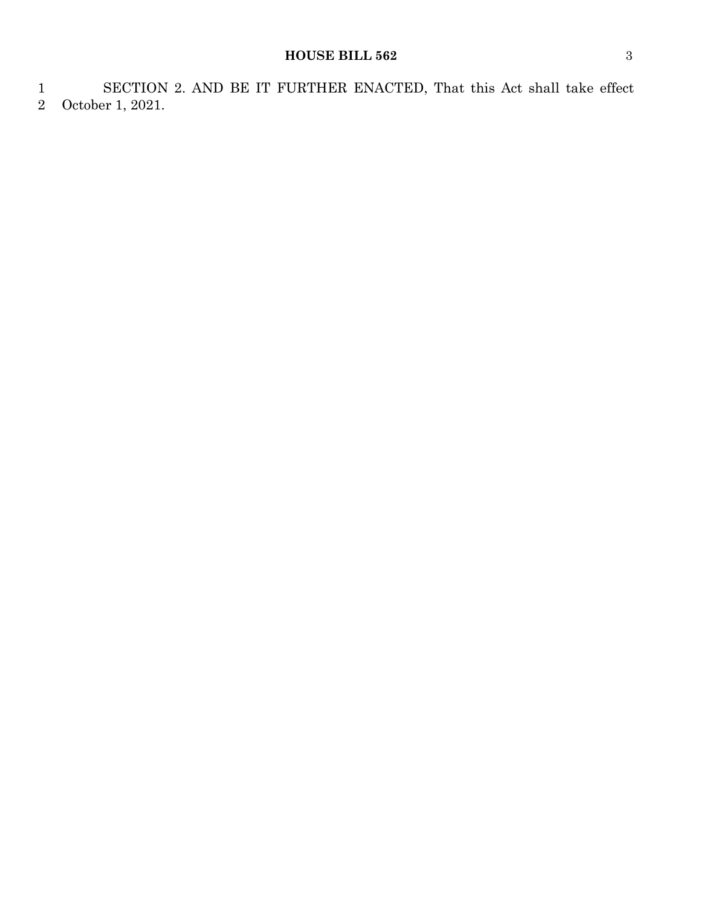SECTION 2. AND BE IT FURTHER ENACTED, That this Act shall take effect October 1, 2021.